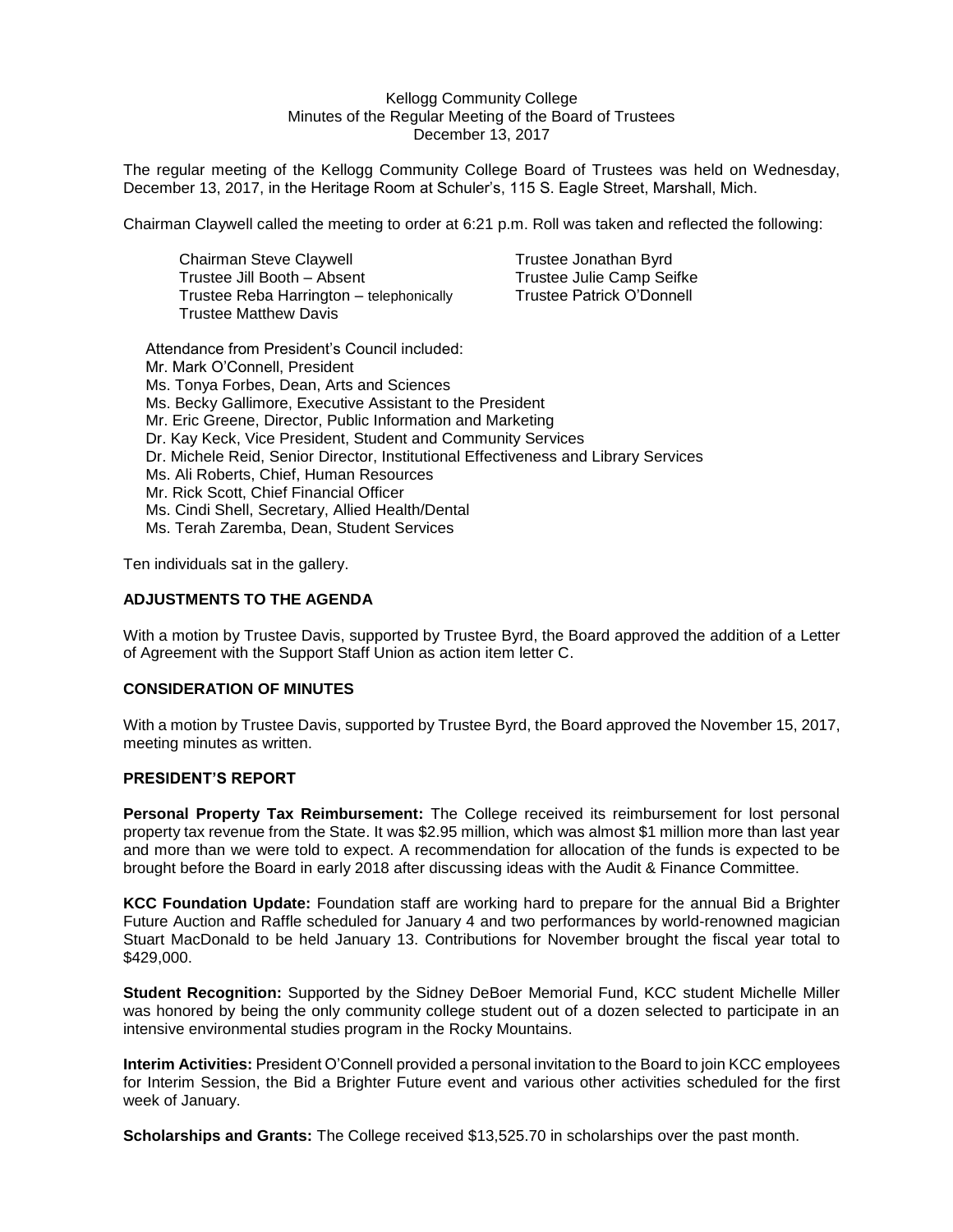Kellogg Community College
Minutes of the Regular Meeting of the Board of Trustees
December 13, 2017

The regular meeting of the Kellogg Community College Board of Trustees was held on Wednesday, December 13, 2017, in the Heritage Room at Schuler's, 115 S. Eagle Street, Marshall, Mich.

Chairman Claywell called the meeting to order at 6:21 p.m. Roll was taken and reflected the following:

Chairman Steve Claywell
Trustee Jill Booth – Absent
Trustee Reba Harrington – telephonically
Trustee Matthew Davis
Trustee Jonathan Byrd
Trustee Julie Camp Seifke
Trustee Patrick O'Donnell

Attendance from President's Council included:
Mr. Mark O'Connell, President
Ms. Tonya Forbes, Dean, Arts and Sciences
Ms. Becky Gallimore, Executive Assistant to the President
Mr. Eric Greene, Director, Public Information and Marketing
Dr. Kay Keck, Vice President, Student and Community Services
Dr. Michele Reid, Senior Director, Institutional Effectiveness and Library Services
Ms. Ali Roberts, Chief, Human Resources
Mr. Rick Scott, Chief Financial Officer
Ms. Cindi Shell, Secretary, Allied Health/Dental
Ms. Terah Zaremba, Dean, Student Services

Ten individuals sat in the gallery.

**ADJUSTMENTS TO THE AGENDA**

With a motion by Trustee Davis, supported by Trustee Byrd, the Board approved the addition of a Letter of Agreement with the Support Staff Union as action item letter C.

**CONSIDERATION OF MINUTES**

With a motion by Trustee Davis, supported by Trustee Byrd, the Board approved the November 15, 2017, meeting minutes as written.

**PRESIDENT'S REPORT**

**Personal Property Tax Reimbursement:** The College received its reimbursement for lost personal property tax revenue from the State. It was $2.95 million, which was almost $1 million more than last year and more than we were told to expect. A recommendation for allocation of the funds is expected to be brought before the Board in early 2018 after discussing ideas with the Audit & Finance Committee.

**KCC Foundation Update:** Foundation staff are working hard to prepare for the annual Bid a Brighter Future Auction and Raffle scheduled for January 4 and two performances by world-renowned magician Stuart MacDonald to be held January 13. Contributions for November brought the fiscal year total to $429,000.

**Student Recognition:** Supported by the Sidney DeBoer Memorial Fund, KCC student Michelle Miller was honored by being the only community college student out of a dozen selected to participate in an intensive environmental studies program in the Rocky Mountains.

**Interim Activities:** President O'Connell provided a personal invitation to the Board to join KCC employees for Interim Session, the Bid a Brighter Future event and various other activities scheduled for the first week of January.

**Scholarships and Grants:** The College received $13,525.70 in scholarships over the past month.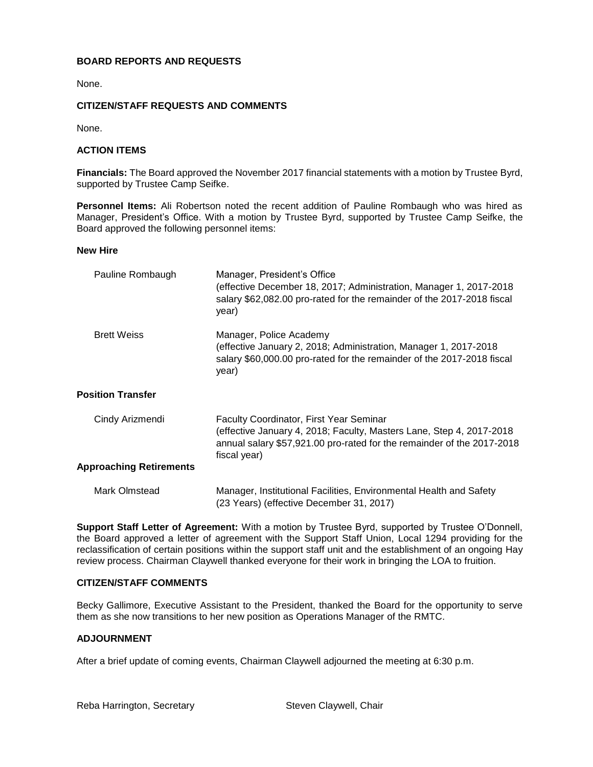**BOARD REPORTS AND REQUESTS**

None.

**CITIZEN/STAFF REQUESTS AND COMMENTS**

None.

**ACTION ITEMS**

**Financials:** The Board approved the November 2017 financial statements with a motion by Trustee Byrd, supported by Trustee Camp Seifke.

**Personnel Items:** Ali Robertson noted the recent addition of Pauline Rombaugh who was hired as Manager, President's Office. With a motion by Trustee Byrd, supported by Trustee Camp Seifke, the Board approved the following personnel items:

**New Hire**

| | |
|---|---|
| Pauline Rombaugh | Manager, President's Office (effective December 18, 2017; Administration, Manager 1, 2017-2018 salary $62,082.00 pro-rated for the remainder of the 2017-2018 fiscal year) |
| Brett Weiss | Manager, Police Academy (effective January 2, 2018; Administration, Manager 1, 2017-2018 salary $60,000.00 pro-rated for the remainder of the 2017-2018 fiscal year) |

**Position Transfer**

| | |
|---|---|
| Cindy Arizmendi | Faculty Coordinator, First Year Seminar (effective January 4, 2018; Faculty, Masters Lane, Step 4, 2017-2018 annual salary $57,921.00 pro-rated for the remainder of the 2017-2018 fiscal year) |

**Approaching Retirements**

| | |
|---|---|
| Mark Olmstead | Manager, Institutional Facilities, Environmental Health and Safety (23 Years) (effective December 31, 2017) |

**Support Staff Letter of Agreement:** With a motion by Trustee Byrd, supported by Trustee O'Donnell, the Board approved a letter of agreement with the Support Staff Union, Local 1294 providing for the reclassification of certain positions within the support staff unit and the establishment of an ongoing Hay review process. Chairman Claywell thanked everyone for their work in bringing the LOA to fruition.

**CITIZEN/STAFF COMMENTS**

Becky Gallimore, Executive Assistant to the President, thanked the Board for the opportunity to serve them as she now transitions to her new position as Operations Manager of the RMTC.

**ADJOURNMENT**

After a brief update of coming events, Chairman Claywell adjourned the meeting at 6:30 p.m.

Reba Harrington, Secretary

Steven Claywell, Chair